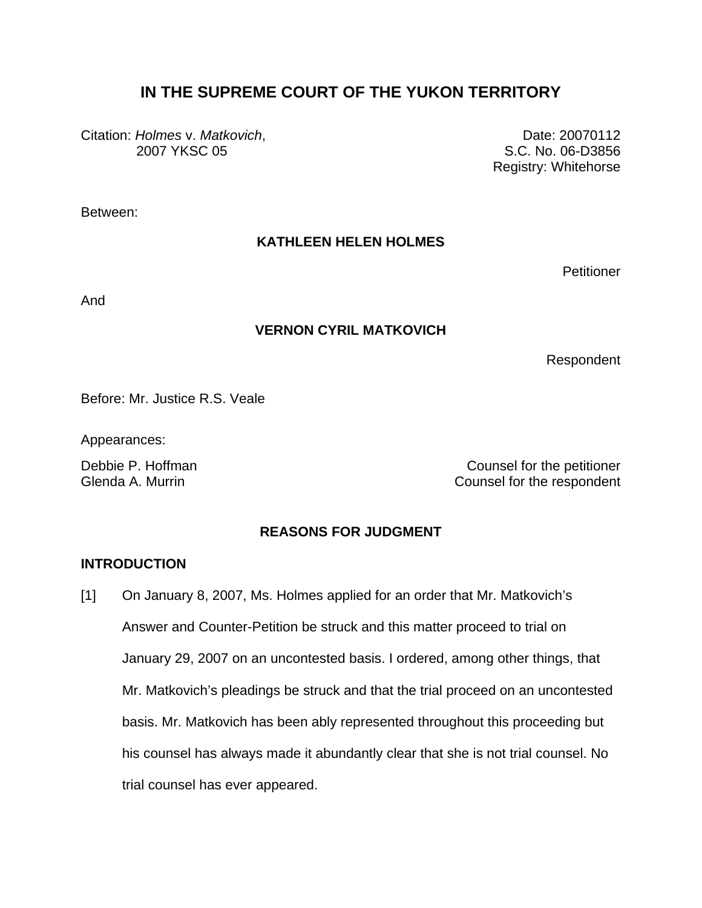# IN THE SUPREME COURT OF THE YUKON TERRITORY

Citation: *Holmes* v. *Matkovich*, 2007 YKSC 05

Date: 20070112
S.C. No. 06-D3856
Registry: Whitehorse

Between:

**KATHLEEN HELEN HOLMES**

Petitioner

And

**VERNON CYRIL MATKOVICH**

Respondent

Before: Mr. Justice R.S. Veale

Appearances:

Debbie P. Hoffman — Counsel for the petitioner
Glenda A. Murrin — Counsel for the respondent

## REASONS FOR JUDGMENT

### INTRODUCTION

[1] On January 8, 2007, Ms. Holmes applied for an order that Mr. Matkovich's Answer and Counter-Petition be struck and this matter proceed to trial on January 29, 2007 on an uncontested basis. I ordered, among other things, that Mr. Matkovich's pleadings be struck and that the trial proceed on an uncontested basis. Mr. Matkovich has been ably represented throughout this proceeding but his counsel has always made it abundantly clear that she is not trial counsel. No trial counsel has ever appeared.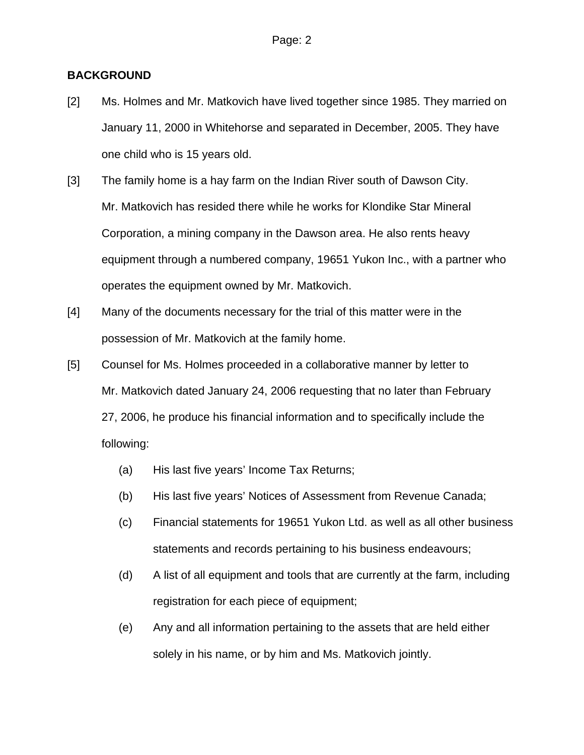## BACKGROUND

[2] Ms. Holmes and Mr. Matkovich have lived together since 1985. They married on January 11, 2000 in Whitehorse and separated in December, 2005. They have one child who is 15 years old.

[3] The family home is a hay farm on the Indian River south of Dawson City. Mr. Matkovich has resided there while he works for Klondike Star Mineral Corporation, a mining company in the Dawson area. He also rents heavy equipment through a numbered company, 19651 Yukon Inc., with a partner who operates the equipment owned by Mr. Matkovich.

[4] Many of the documents necessary for the trial of this matter were in the possession of Mr. Matkovich at the family home.

[5] Counsel for Ms. Holmes proceeded in a collaborative manner by letter to Mr. Matkovich dated January 24, 2006 requesting that no later than February 27, 2006, he produce his financial information and to specifically include the following:

(a) His last five years' Income Tax Returns;

(b) His last five years' Notices of Assessment from Revenue Canada;

(c) Financial statements for 19651 Yukon Ltd. as well as all other business statements and records pertaining to his business endeavours;

(d) A list of all equipment and tools that are currently at the farm, including registration for each piece of equipment;

(e) Any and all information pertaining to the assets that are held either solely in his name, or by him and Ms. Matkovich jointly.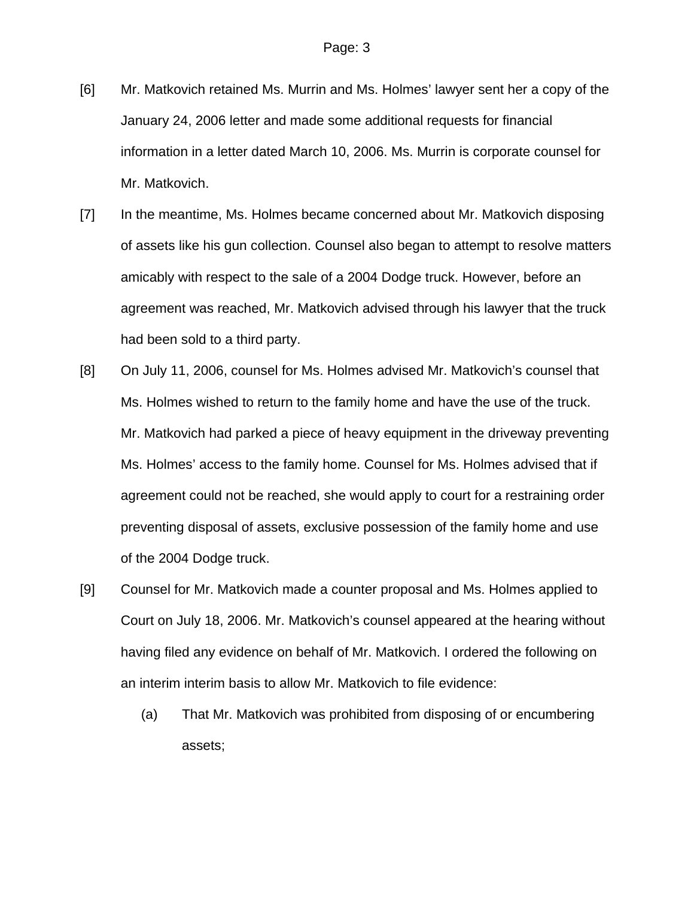[6] Mr. Matkovich retained Ms. Murrin and Ms. Holmes' lawyer sent her a copy of the January 24, 2006 letter and made some additional requests for financial information in a letter dated March 10, 2006. Ms. Murrin is corporate counsel for Mr. Matkovich.

[7] In the meantime, Ms. Holmes became concerned about Mr. Matkovich disposing of assets like his gun collection. Counsel also began to attempt to resolve matters amicably with respect to the sale of a 2004 Dodge truck. However, before an agreement was reached, Mr. Matkovich advised through his lawyer that the truck had been sold to a third party.

[8] On July 11, 2006, counsel for Ms. Holmes advised Mr. Matkovich's counsel that Ms. Holmes wished to return to the family home and have the use of the truck. Mr. Matkovich had parked a piece of heavy equipment in the driveway preventing Ms. Holmes' access to the family home. Counsel for Ms. Holmes advised that if agreement could not be reached, she would apply to court for a restraining order preventing disposal of assets, exclusive possession of the family home and use of the 2004 Dodge truck.

[9] Counsel for Mr. Matkovich made a counter proposal and Ms. Holmes applied to Court on July 18, 2006. Mr. Matkovich's counsel appeared at the hearing without having filed any evidence on behalf of Mr. Matkovich. I ordered the following on an interim interim basis to allow Mr. Matkovich to file evidence:

(a) That Mr. Matkovich was prohibited from disposing of or encumbering assets;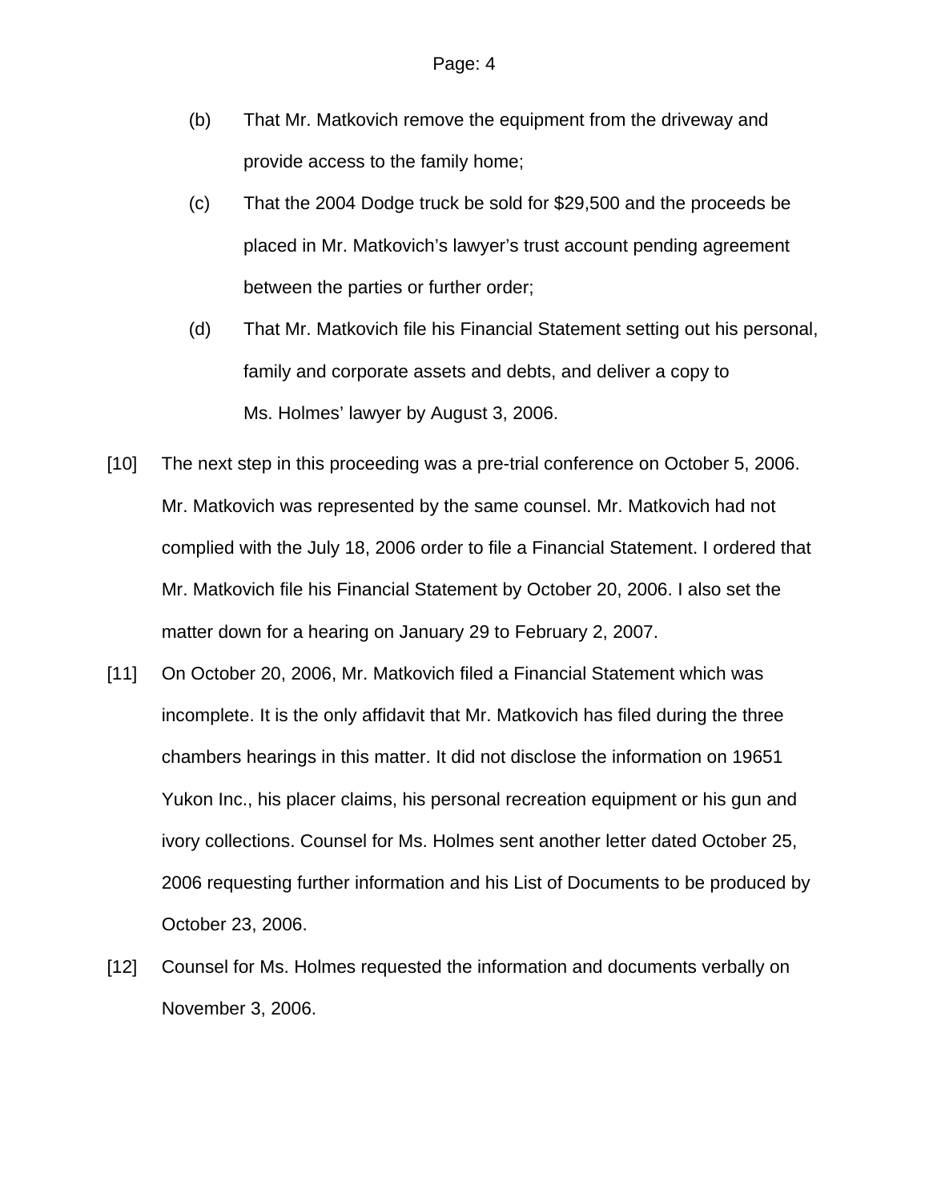(b) That Mr. Matkovich remove the equipment from the driveway and provide access to the family home;

(c) That the 2004 Dodge truck be sold for $29,500 and the proceeds be placed in Mr. Matkovich's lawyer's trust account pending agreement between the parties or further order;

(d) That Mr. Matkovich file his Financial Statement setting out his personal, family and corporate assets and debts, and deliver a copy to Ms. Holmes' lawyer by August 3, 2006.

[10] The next step in this proceeding was a pre-trial conference on October 5, 2006. Mr. Matkovich was represented by the same counsel. Mr. Matkovich had not complied with the July 18, 2006 order to file a Financial Statement. I ordered that Mr. Matkovich file his Financial Statement by October 20, 2006. I also set the matter down for a hearing on January 29 to February 2, 2007.

[11] On October 20, 2006, Mr. Matkovich filed a Financial Statement which was incomplete. It is the only affidavit that Mr. Matkovich has filed during the three chambers hearings in this matter. It did not disclose the information on 19651 Yukon Inc., his placer claims, his personal recreation equipment or his gun and ivory collections. Counsel for Ms. Holmes sent another letter dated October 25, 2006 requesting further information and his List of Documents to be produced by October 23, 2006.

[12] Counsel for Ms. Holmes requested the information and documents verbally on November 3, 2006.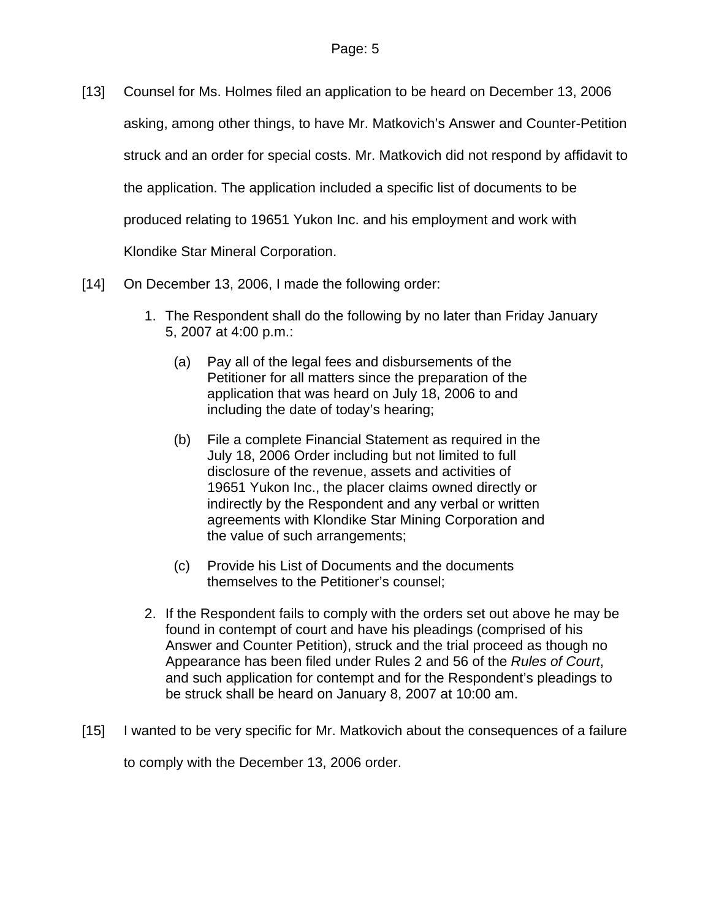[13] Counsel for Ms. Holmes filed an application to be heard on December 13, 2006 asking, among other things, to have Mr. Matkovich's Answer and Counter-Petition struck and an order for special costs. Mr. Matkovich did not respond by affidavit to the application. The application included a specific list of documents to be produced relating to 19651 Yukon Inc. and his employment and work with Klondike Star Mineral Corporation.

[14] On December 13, 2006, I made the following order:

> 1. The Respondent shall do the following by no later than Friday January 5, 2007 at 4:00 p.m.:
>
>     (a) Pay all of the legal fees and disbursements of the Petitioner for all matters since the preparation of the application that was heard on July 18, 2006 to and including the date of today's hearing;
>
>     (b) File a complete Financial Statement as required in the July 18, 2006 Order including but not limited to full disclosure of the revenue, assets and activities of 19651 Yukon Inc., the placer claims owned directly or indirectly by the Respondent and any verbal or written agreements with Klondike Star Mining Corporation and the value of such arrangements;
>
>     (c) Provide his List of Documents and the documents themselves to the Petitioner's counsel;
>
> 2. If the Respondent fails to comply with the orders set out above he may be found in contempt of court and have his pleadings (comprised of his Answer and Counter Petition), struck and the trial proceed as though no Appearance has been filed under Rules 2 and 56 of the *Rules of Court*, and such application for contempt and for the Respondent's pleadings to be struck shall be heard on January 8, 2007 at 10:00 am.

[15] I wanted to be very specific for Mr. Matkovich about the consequences of a failure to comply with the December 13, 2006 order.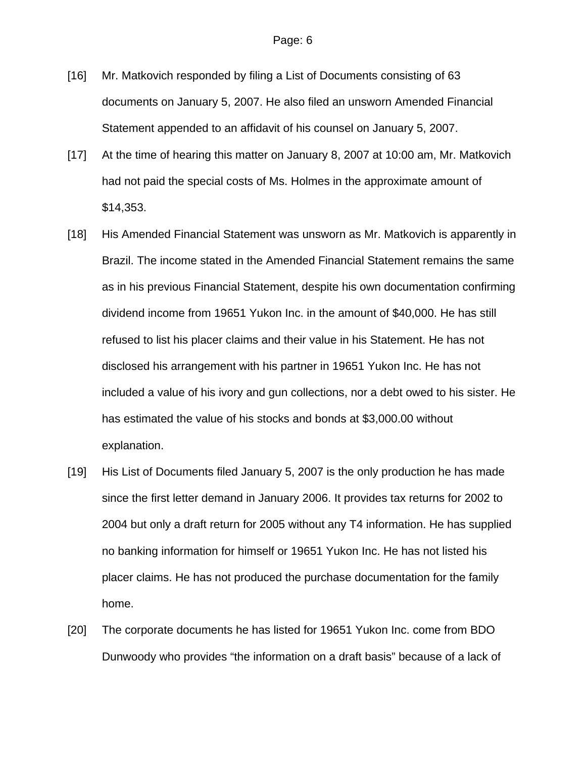[16] Mr. Matkovich responded by filing a List of Documents consisting of 63 documents on January 5, 2007. He also filed an unsworn Amended Financial Statement appended to an affidavit of his counsel on January 5, 2007.

[17] At the time of hearing this matter on January 8, 2007 at 10:00 am, Mr. Matkovich had not paid the special costs of Ms. Holmes in the approximate amount of $14,353.

[18] His Amended Financial Statement was unsworn as Mr. Matkovich is apparently in Brazil. The income stated in the Amended Financial Statement remains the same as in his previous Financial Statement, despite his own documentation confirming dividend income from 19651 Yukon Inc. in the amount of $40,000. He has still refused to list his placer claims and their value in his Statement. He has not disclosed his arrangement with his partner in 19651 Yukon Inc. He has not included a value of his ivory and gun collections, nor a debt owed to his sister. He has estimated the value of his stocks and bonds at $3,000.00 without explanation.

[19] His List of Documents filed January 5, 2007 is the only production he has made since the first letter demand in January 2006. It provides tax returns for 2002 to 2004 but only a draft return for 2005 without any T4 information. He has supplied no banking information for himself or 19651 Yukon Inc. He has not listed his placer claims. He has not produced the purchase documentation for the family home.

[20] The corporate documents he has listed for 19651 Yukon Inc. come from BDO Dunwoody who provides "the information on a draft basis" because of a lack of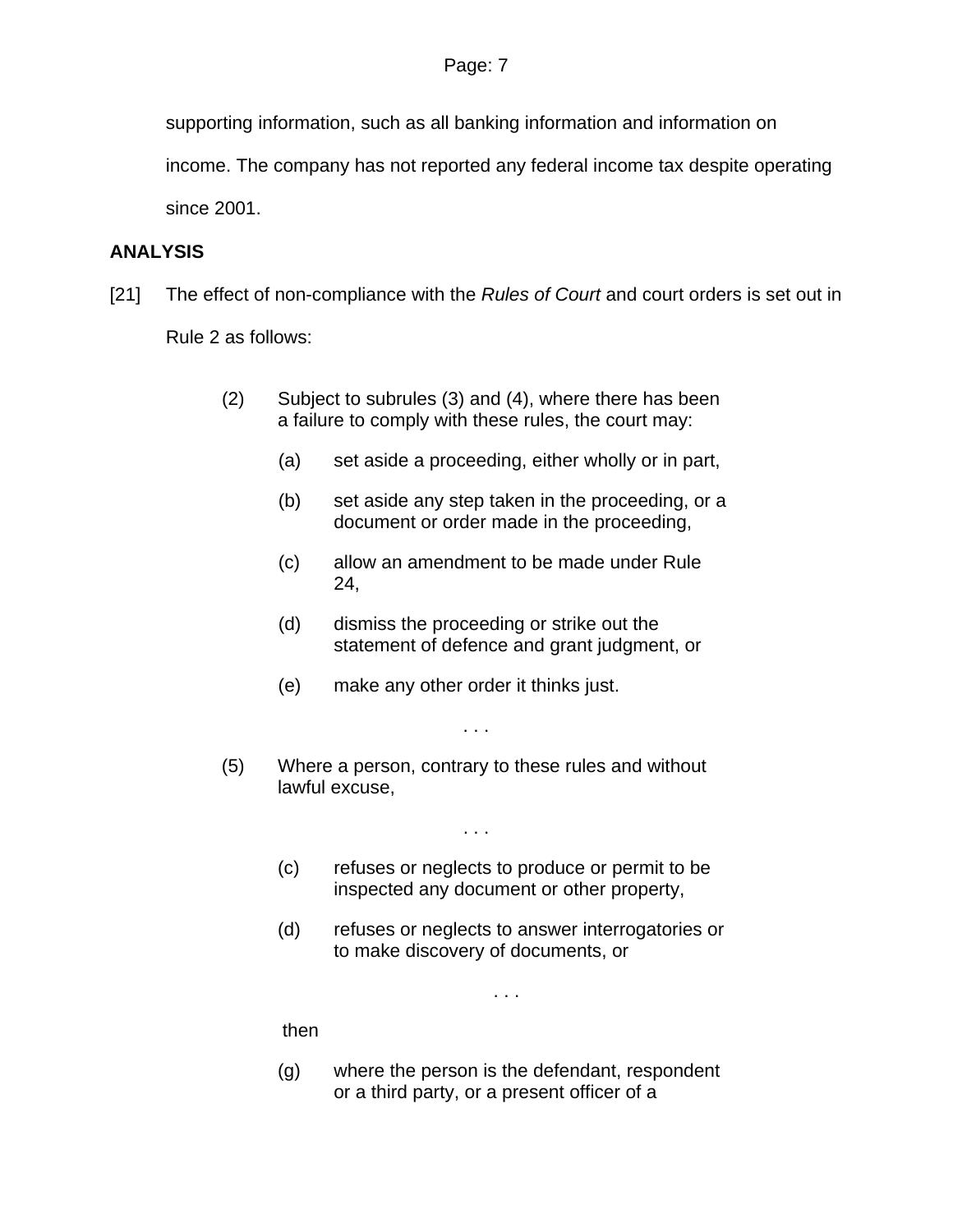supporting information, such as all banking information and information on income. The company has not reported any federal income tax despite operating since 2001.

**ANALYSIS**

[21] The effect of non-compliance with the *Rules of Court* and court orders is set out in Rule 2 as follows:

> (2) Subject to subrules (3) and (4), where there has been a failure to comply with these rules, the court may:
>
> > (a) set aside a proceeding, either wholly or in part,
> >
> > (b) set aside any step taken in the proceeding, or a document or order made in the proceeding,
> >
> > (c) allow an amendment to be made under Rule 24,
> >
> > (d) dismiss the proceeding or strike out the statement of defence and grant judgment, or
> >
> > (e) make any other order it thinks just.
>
> . . .
>
> (5) Where a person, contrary to these rules and without lawful excuse,
>
> . . .
>
> > (c) refuses or neglects to produce or permit to be inspected any document or other property,
> >
> > (d) refuses or neglects to answer interrogatories or to make discovery of documents, or
>
> . . .
>
> then
>
> > (g) where the person is the defendant, respondent or a third party, or a present officer of a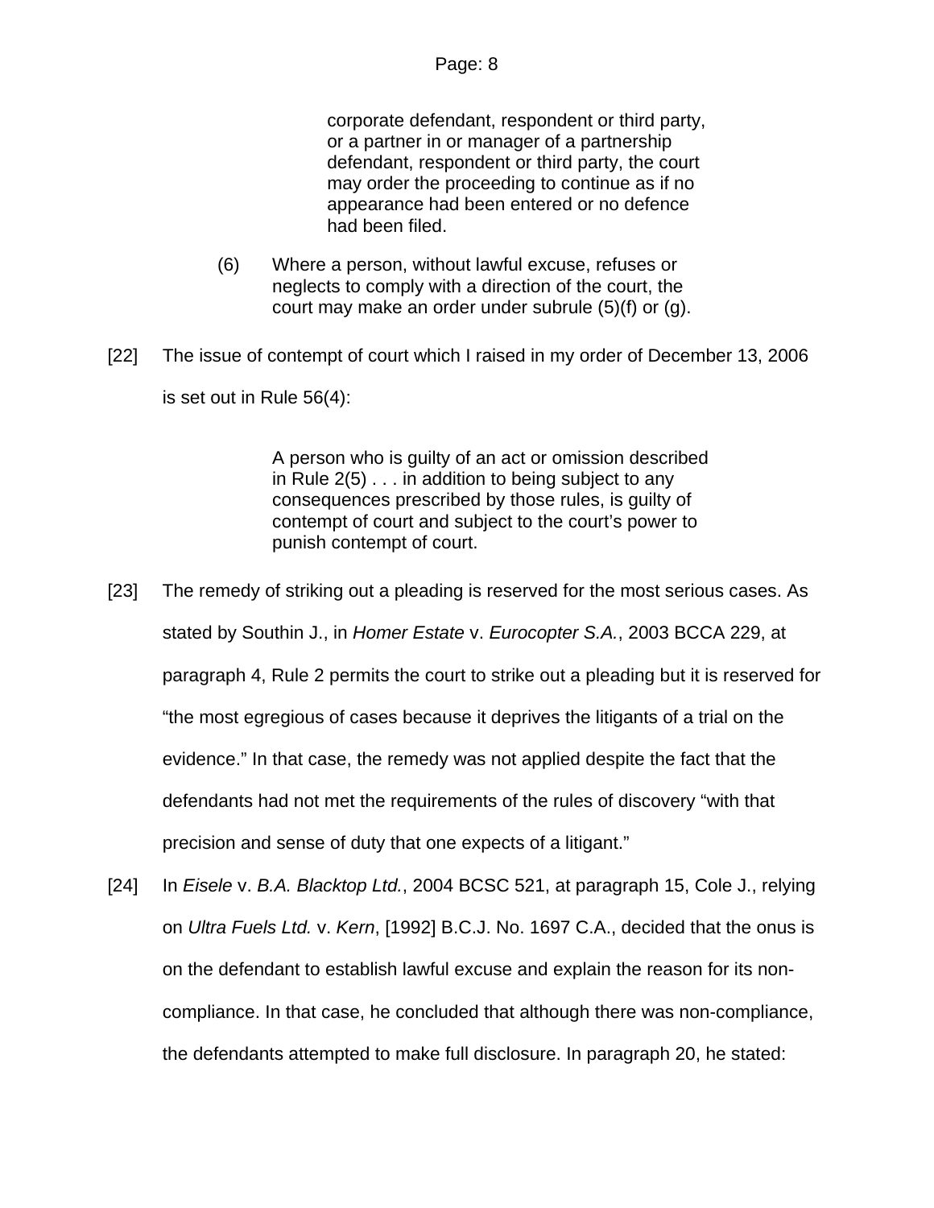> corporate defendant, respondent or third party, or a partner in or manager of a partnership defendant, respondent or third party, the court may order the proceeding to continue as if no appearance had been entered or no defence had been filed.

> (6) Where a person, without lawful excuse, refuses or neglects to comply with a direction of the court, the court may make an order under subrule (5)(f) or (g).

[22] The issue of contempt of court which I raised in my order of December 13, 2006 is set out in Rule 56(4):

> A person who is guilty of an act or omission described in Rule 2(5) . . . in addition to being subject to any consequences prescribed by those rules, is guilty of contempt of court and subject to the court's power to punish contempt of court.

[23] The remedy of striking out a pleading is reserved for the most serious cases. As stated by Southin J., in *Homer Estate* v. *Eurocopter S.A.*, 2003 BCCA 229, at paragraph 4, Rule 2 permits the court to strike out a pleading but it is reserved for "the most egregious of cases because it deprives the litigants of a trial on the evidence." In that case, the remedy was not applied despite the fact that the defendants had not met the requirements of the rules of discovery "with that precision and sense of duty that one expects of a litigant."

[24] In *Eisele* v. *B.A. Blacktop Ltd.*, 2004 BCSC 521, at paragraph 15, Cole J., relying on *Ultra Fuels Ltd.* v. *Kern*, [1992] B.C.J. No. 1697 C.A., decided that the onus is on the defendant to establish lawful excuse and explain the reason for its non-compliance. In that case, he concluded that although there was non-compliance, the defendants attempted to make full disclosure. In paragraph 20, he stated: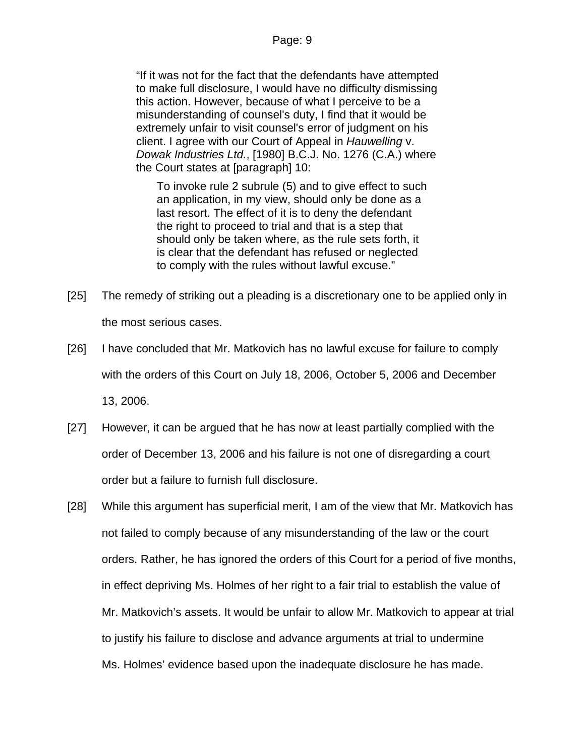> "If it was not for the fact that the defendants have attempted to make full disclosure, I would have no difficulty dismissing this action. However, because of what I perceive to be a misunderstanding of counsel's duty, I find that it would be extremely unfair to visit counsel's error of judgment on his client. I agree with our Court of Appeal in *Hauwelling* v. *Dowak Industries Ltd.*, [1980] B.C.J. No. 1276 (C.A.) where the Court states at [paragraph] 10:
>
> > To invoke rule 2 subrule (5) and to give effect to such an application, in my view, should only be done as a last resort. The effect of it is to deny the defendant the right to proceed to trial and that is a step that should only be taken where, as the rule sets forth, it is clear that the defendant has refused or neglected to comply with the rules without lawful excuse."

[25] The remedy of striking out a pleading is a discretionary one to be applied only in the most serious cases.

[26] I have concluded that Mr. Matkovich has no lawful excuse for failure to comply with the orders of this Court on July 18, 2006, October 5, 2006 and December 13, 2006.

[27] However, it can be argued that he has now at least partially complied with the order of December 13, 2006 and his failure is not one of disregarding a court order but a failure to furnish full disclosure.

[28] While this argument has superficial merit, I am of the view that Mr. Matkovich has not failed to comply because of any misunderstanding of the law or the court orders. Rather, he has ignored the orders of this Court for a period of five months, in effect depriving Ms. Holmes of her right to a fair trial to establish the value of Mr. Matkovich's assets. It would be unfair to allow Mr. Matkovich to appear at trial to justify his failure to disclose and advance arguments at trial to undermine Ms. Holmes' evidence based upon the inadequate disclosure he has made.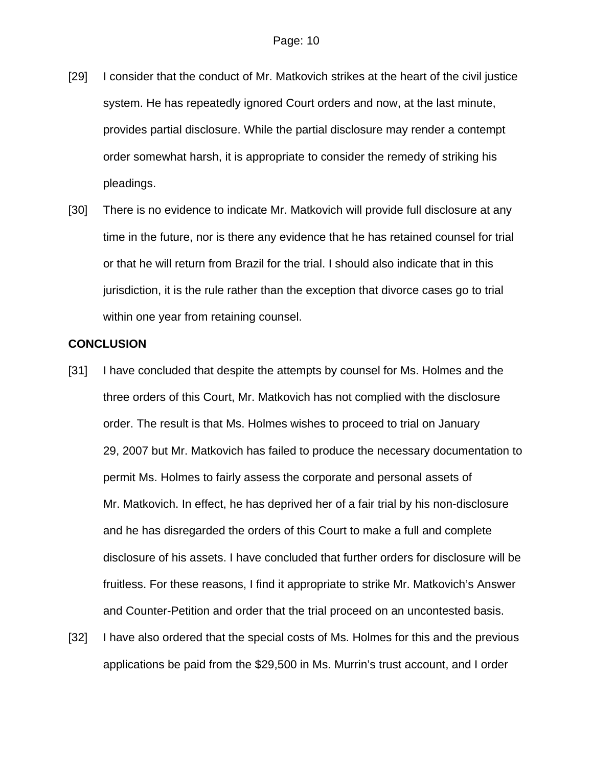[29] I consider that the conduct of Mr. Matkovich strikes at the heart of the civil justice system. He has repeatedly ignored Court orders and now, at the last minute, provides partial disclosure. While the partial disclosure may render a contempt order somewhat harsh, it is appropriate to consider the remedy of striking his pleadings.

[30] There is no evidence to indicate Mr. Matkovich will provide full disclosure at any time in the future, nor is there any evidence that he has retained counsel for trial or that he will return from Brazil for the trial. I should also indicate that in this jurisdiction, it is the rule rather than the exception that divorce cases go to trial within one year from retaining counsel.

**CONCLUSION**

[31] I have concluded that despite the attempts by counsel for Ms. Holmes and the three orders of this Court, Mr. Matkovich has not complied with the disclosure order. The result is that Ms. Holmes wishes to proceed to trial on January 29, 2007 but Mr. Matkovich has failed to produce the necessary documentation to permit Ms. Holmes to fairly assess the corporate and personal assets of Mr. Matkovich. In effect, he has deprived her of a fair trial by his non-disclosure and he has disregarded the orders of this Court to make a full and complete disclosure of his assets. I have concluded that further orders for disclosure will be fruitless. For these reasons, I find it appropriate to strike Mr. Matkovich's Answer and Counter-Petition and order that the trial proceed on an uncontested basis.

[32] I have also ordered that the special costs of Ms. Holmes for this and the previous applications be paid from the $29,500 in Ms. Murrin's trust account, and I order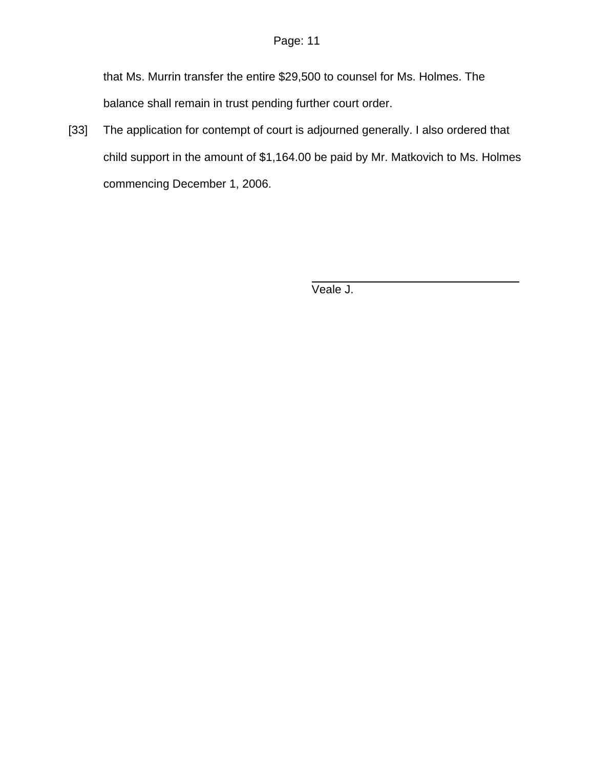that Ms. Murrin transfer the entire $29,500 to counsel for Ms. Holmes. The balance shall remain in trust pending further court order.

[33] The application for contempt of court is adjourned generally. I also ordered that child support in the amount of $1,164.00 be paid by Mr. Matkovich to Ms. Holmes commencing December 1, 2006.

Veale J.